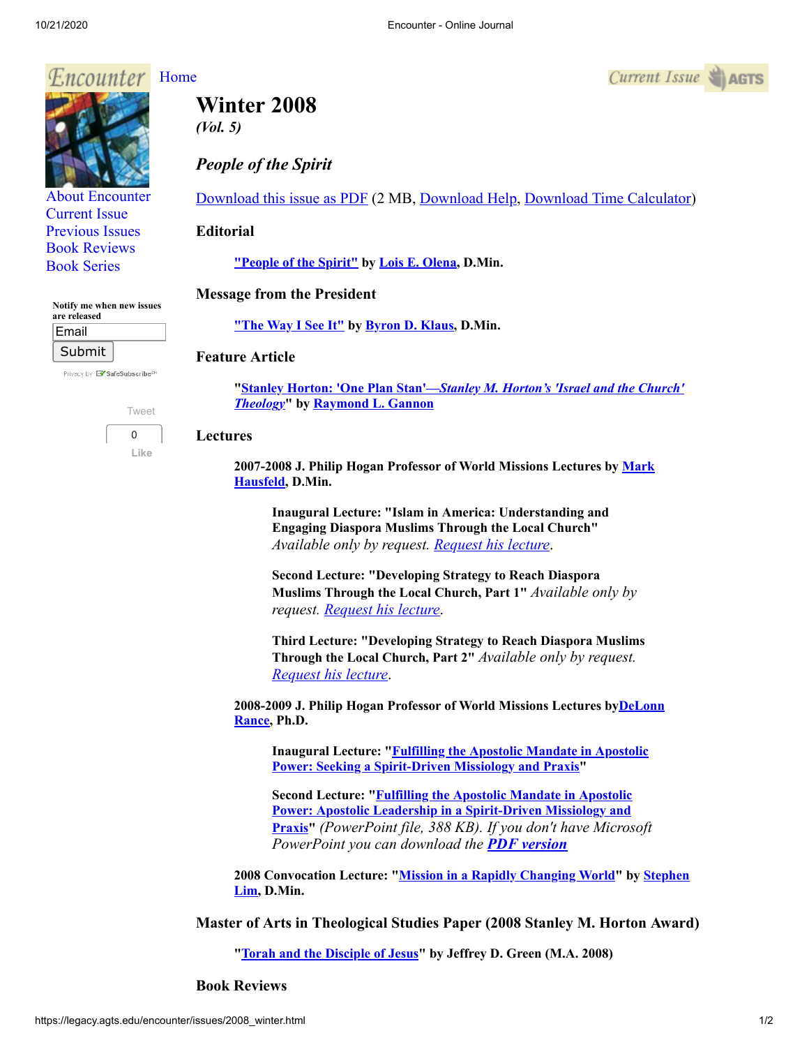Encounter Home

Current Issue AGTS

About Encounter
Current Issue
Previous Issues
Book Reviews
Book Series

Notify me when new issues are released

Email

Submit

Privacy by SafeSubscribe

Tweet

0

Like

# Winter 2008

*(Vol. 5)*

## *People of the Spirit*

Download this issue as PDF (2 MB, Download Help, Download Time Calculator)

### Editorial

**"People of the Spirit" by Lois E. Olena, D.Min.**

### Message from the President

**"The Way I See It" by Byron D. Klaus, D.Min.**

### Feature Article

**"Stanley Horton: 'One Plan Stan'—*Stanley M. Horton's 'Israel and the Church' Theology*" by Raymond L. Gannon**

### Lectures

**2007-2008 J. Philip Hogan Professor of World Missions Lectures by Mark Hausfeld, D.Min.**

**Inaugural Lecture: "Islam in America: Understanding and Engaging Diaspora Muslims Through the Local Church"** *Available only by request. Request his lecture.*

**Second Lecture: "Developing Strategy to Reach Diaspora Muslims Through the Local Church, Part 1"** *Available only by request. Request his lecture.*

**Third Lecture: "Developing Strategy to Reach Diaspora Muslims Through the Local Church, Part 2"** *Available only by request. Request his lecture.*

**2008-2009 J. Philip Hogan Professor of World Missions Lectures byDeLonn Rance, Ph.D.**

**Inaugural Lecture: "Fulfilling the Apostolic Mandate in Apostolic Power: Seeking a Spirit-Driven Missiology and Praxis"**

**Second Lecture: "Fulfilling the Apostolic Mandate in Apostolic Power: Apostolic Leadership in a Spirit-Driven Missiology and Praxis"** *(PowerPoint file, 388 KB). If you don't have Microsoft PowerPoint you can download the **PDF version***

**2008 Convocation Lecture: "Mission in a Rapidly Changing World" by Stephen Lim, D.Min.**

### Master of Arts in Theological Studies Paper (2008 Stanley M. Horton Award)

**"Torah and the Disciple of Jesus" by Jeffrey D. Green (M.A. 2008)**

### Book Reviews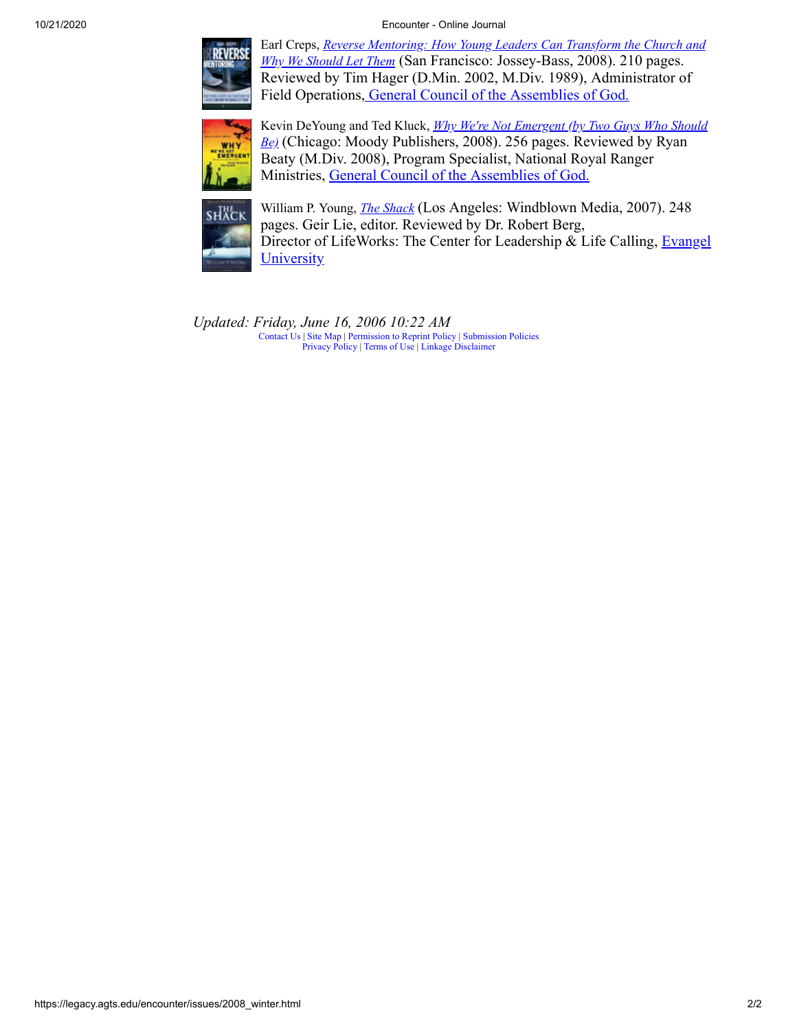Earl Creps, *Reverse Mentoring: How Young Leaders Can Transform the Church and Why We Should Let Them* (San Francisco: Jossey-Bass, 2008). 210 pages. Reviewed by Tim Hager (D.Min. 2002, M.Div. 1989), Administrator of Field Operations, General Council of the Assemblies of God.

Kevin DeYoung and Ted Kluck, *Why We're Not Emergent (by Two Guys Who Should Be)* (Chicago: Moody Publishers, 2008). 256 pages. Reviewed by Ryan Beaty (M.Div. 2008), Program Specialist, National Royal Ranger Ministries, General Council of the Assemblies of God.

William P. Young, *The Shack* (Los Angeles: Windblown Media, 2007). 248 pages. Geir Lie, editor. Reviewed by Dr. Robert Berg, Director of LifeWorks: The Center for Leadership & Life Calling, Evangel University

*Updated: Friday, June 16, 2006 10:22 AM*

Contact Us | Site Map | Permission to Reprint Policy | Submission Policies
Privacy Policy | Terms of Use | Linkage Disclaimer